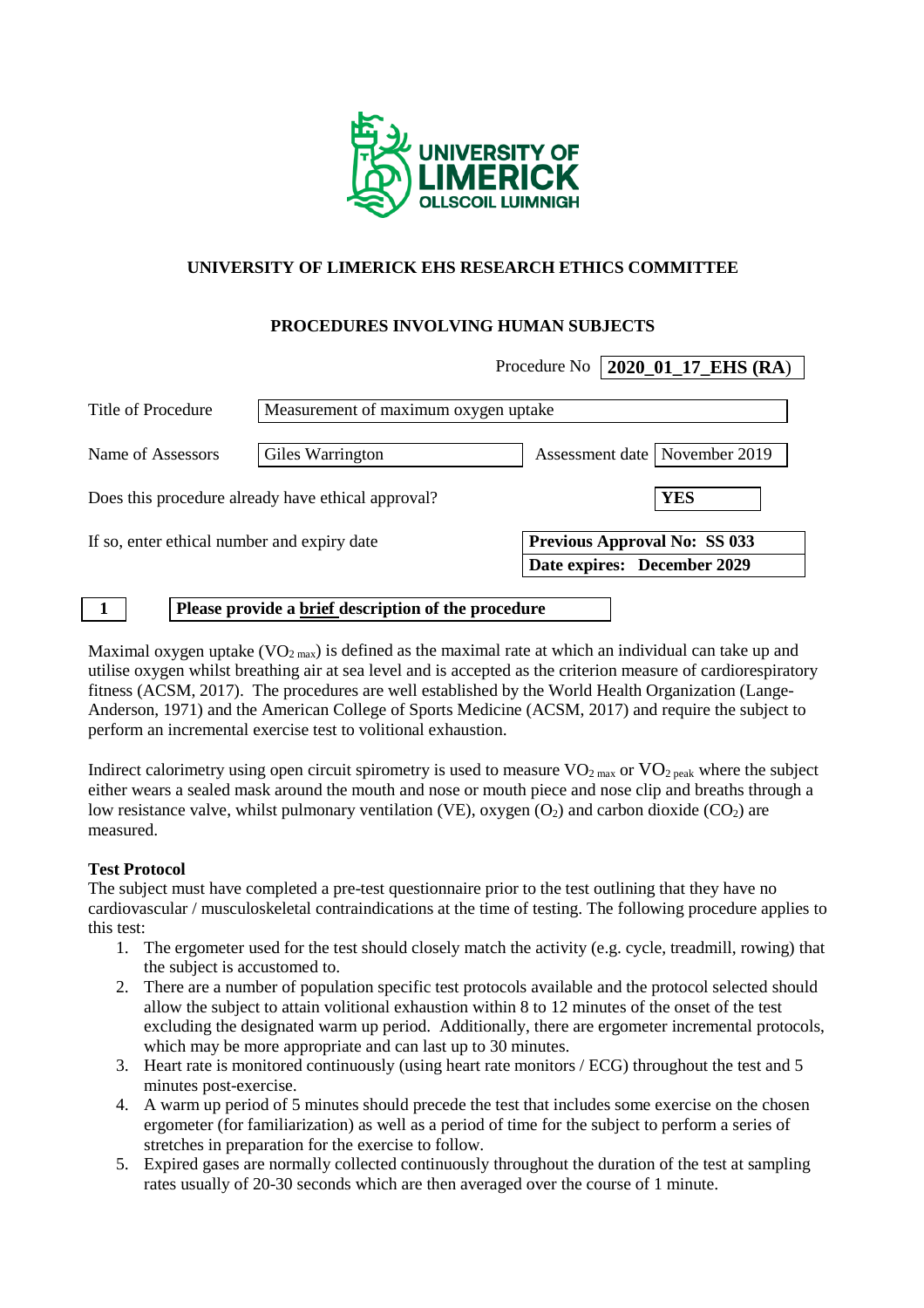**UNIVERSITY OF LIMERICK EHS RESEARCH ETHICS COMMITTEE**

**PROCEDURES INVOLVING HUMAN SUBJECTS**

| | |
|---|---|
| Procedure No | **2020_01_17_EHS (RA)** |
| Title of Procedure | Measurement of maximum oxygen uptake |
| Name of Assessors | Giles Warrington |
| Assessment date | November 2019 |
| Does this procedure already have ethical approval? | **YES** |
| If so, enter ethical number and expiry date | **Previous Approval No: SS 033** <br> **Date expires: December 2029** |

**1** **Please provide a brief description of the procedure**

Maximal oxygen uptake ($VO_{2\ max}$) is defined as the maximal rate at which an individual can take up and utilise oxygen whilst breathing air at sea level and is accepted as the criterion measure of cardiorespiratory fitness (ACSM, 2017). The procedures are well established by the World Health Organization (Lange-Anderson, 1971) and the American College of Sports Medicine (ACSM, 2017) and require the subject to perform an incremental exercise test to volitional exhaustion.

Indirect calorimetry using open circuit spirometry is used to measure $VO_{2\ max}$ or $VO_{2\ peak}$ where the subject either wears a sealed mask around the mouth and nose or mouth piece and nose clip and breaths through a low resistance valve, whilst pulmonary ventilation (VE), oxygen ($O_2$) and carbon dioxide ($CO_2$) are measured.

**Test Protocol**

The subject must have completed a pre-test questionnaire prior to the test outlining that they have no cardiovascular / musculoskeletal contraindications at the time of testing. The following procedure applies to this test:

1. The ergometer used for the test should closely match the activity (e.g. cycle, treadmill, rowing) that the subject is accustomed to.
2. There are a number of population specific test protocols available and the protocol selected should allow the subject to attain volitional exhaustion within 8 to 12 minutes of the onset of the test excluding the designated warm up period. Additionally, there are ergometer incremental protocols, which may be more appropriate and can last up to 30 minutes.
3. Heart rate is monitored continuously (using heart rate monitors / ECG) throughout the test and 5 minutes post-exercise.
4. A warm up period of 5 minutes should precede the test that includes some exercise on the chosen ergometer (for familiarization) as well as a period of time for the subject to perform a series of stretches in preparation for the exercise to follow.
5. Expired gases are normally collected continuously throughout the duration of the test at sampling rates usually of 20-30 seconds which are then averaged over the course of 1 minute.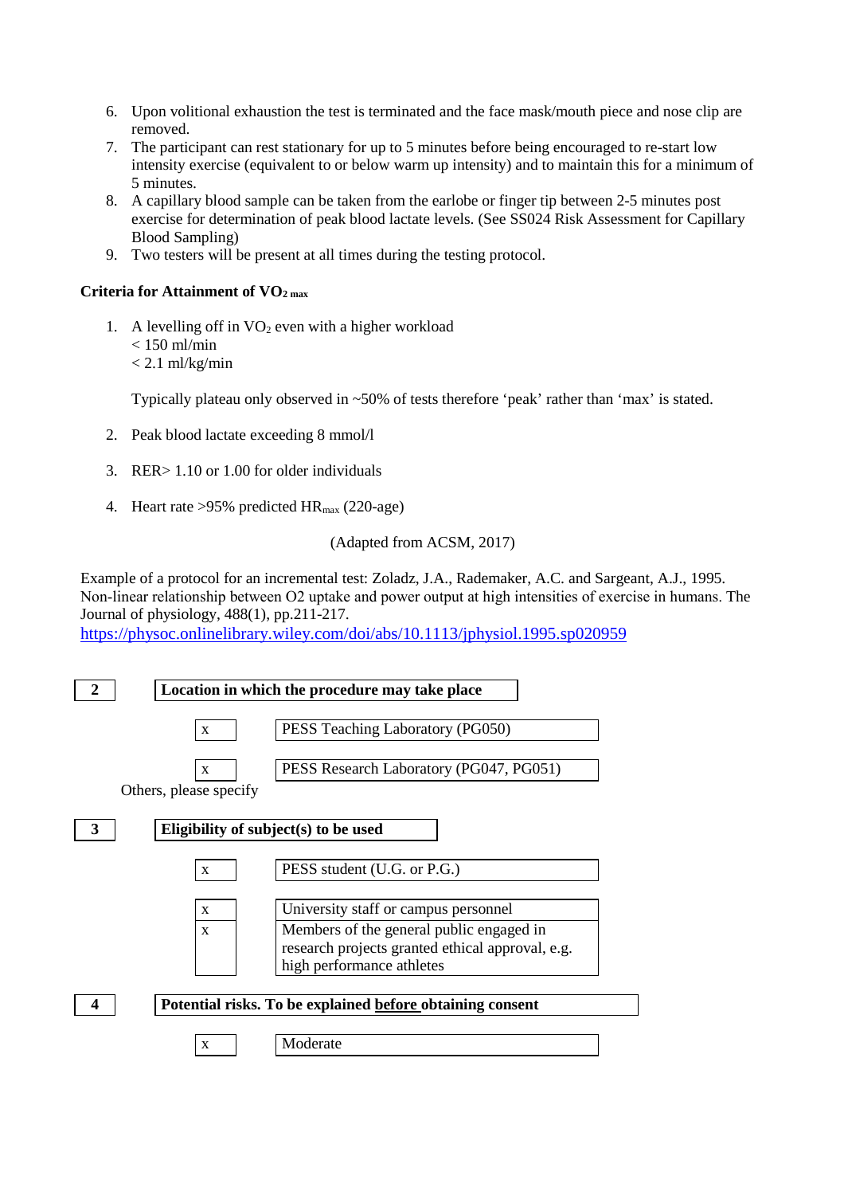6. Upon volitional exhaustion the test is terminated and the face mask/mouth piece and nose clip are removed.
7. The participant can rest stationary for up to 5 minutes before being encouraged to re-start low intensity exercise (equivalent to or below warm up intensity) and to maintain this for a minimum of 5 minutes.
8. A capillary blood sample can be taken from the earlobe or finger tip between 2-5 minutes post exercise for determination of peak blood lactate levels. (See SS024 Risk Assessment for Capillary Blood Sampling)
9. Two testers will be present at all times during the testing protocol.

**Criteria for Attainment of $VO_{2\,max}$**

1. A levelling off in $VO_2$ even with a higher workload
   < 150 ml/min
   < 2.1 ml/kg/min

   Typically plateau only observed in ~50% of tests therefore 'peak' rather than 'max' is stated.

2. Peak blood lactate exceeding 8 mmol/l

3. RER> 1.10 or 1.00 for older individuals

4. Heart rate >95% predicted $HR_{max}$ (220-age)

(Adapted from ACSM, 2017)

Example of a protocol for an incremental test: Zoladz, J.A., Rademaker, A.C. and Sargeant, A.J., 1995. Non-linear relationship between O2 uptake and power output at high intensities of exercise in humans. The Journal of physiology, 488(1), pp.211-217.
https://physoc.onlinelibrary.wiley.com/doi/abs/10.1113/jphysiol.1995.sp020959

| 2 | **Location in which the procedure may take place** |
|---|---|

| | |
|---|---|
| x | PESS Teaching Laboratory (PG050) |
| x | PESS Research Laboratory (PG047, PG051) |

Others, please specify

| 3 | **Eligibility of subject(s) to be used** |
|---|---|

| | |
|---|---|
| x | PESS student (U.G. or P.G.) |
| x | University staff or campus personnel |
| x | Members of the general public engaged in research projects granted ethical approval, e.g. high performance athletes |

| 4 | **Potential risks. To be explained <u>before</u> obtaining consent** |
|---|---|

| | |
|---|---|
| x | Moderate |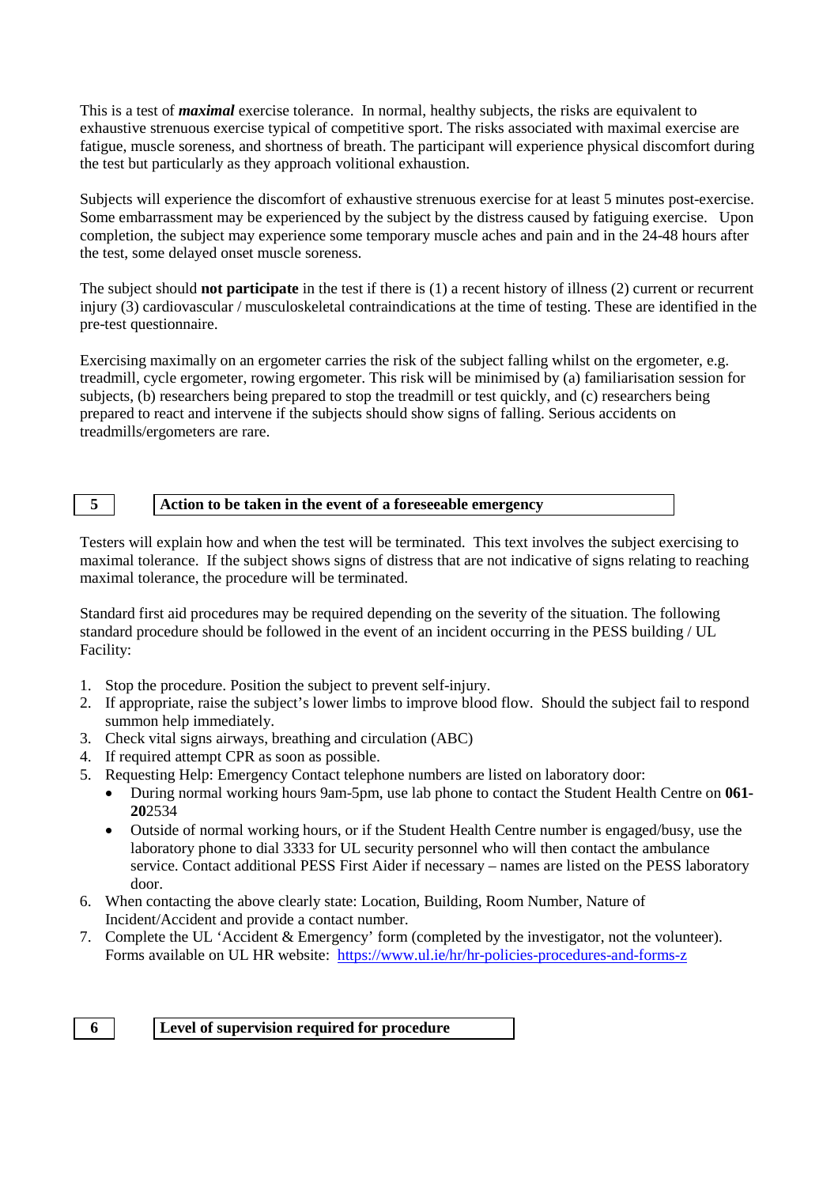This is a test of ***maximal*** exercise tolerance. In normal, healthy subjects, the risks are equivalent to exhaustive strenuous exercise typical of competitive sport. The risks associated with maximal exercise are fatigue, muscle soreness, and shortness of breath. The participant will experience physical discomfort during the test but particularly as they approach volitional exhaustion.

Subjects will experience the discomfort of exhaustive strenuous exercise for at least 5 minutes post-exercise. Some embarrassment may be experienced by the subject by the distress caused by fatiguing exercise. Upon completion, the subject may experience some temporary muscle aches and pain and in the 24-48 hours after the test, some delayed onset muscle soreness.

The subject should **not participate** in the test if there is (1) a recent history of illness (2) current or recurrent injury (3) cardiovascular / musculoskeletal contraindications at the time of testing. These are identified in the pre-test questionnaire.

Exercising maximally on an ergometer carries the risk of the subject falling whilst on the ergometer, e.g. treadmill, cycle ergometer, rowing ergometer. This risk will be minimised by (a) familiarisation session for subjects, (b) researchers being prepared to stop the treadmill or test quickly, and (c) researchers being prepared to react and intervene if the subjects should show signs of falling. Serious accidents on treadmills/ergometers are rare.

## 5 Action to be taken in the event of a foreseeable emergency

Testers will explain how and when the test will be terminated. This text involves the subject exercising to maximal tolerance. If the subject shows signs of distress that are not indicative of signs relating to reaching maximal tolerance, the procedure will be terminated.

Standard first aid procedures may be required depending on the severity of the situation. The following standard procedure should be followed in the event of an incident occurring in the PESS building / UL Facility:

1. Stop the procedure. Position the subject to prevent self-injury.
2. If appropriate, raise the subject's lower limbs to improve blood flow. Should the subject fail to respond summon help immediately.
3. Check vital signs airways, breathing and circulation (ABC)
4. If required attempt CPR as soon as possible.
5. Requesting Help: Emergency Contact telephone numbers are listed on laboratory door:
   - During normal working hours 9am-5pm, use lab phone to contact the Student Health Centre on **061-20**2534
   - Outside of normal working hours, or if the Student Health Centre number is engaged/busy, use the laboratory phone to dial 3333 for UL security personnel who will then contact the ambulance service. Contact additional PESS First Aider if necessary – names are listed on the PESS laboratory door.
6. When contacting the above clearly state: Location, Building, Room Number, Nature of Incident/Accident and provide a contact number.
7. Complete the UL 'Accident & Emergency' form (completed by the investigator, not the volunteer). Forms available on UL HR website: https://www.ul.ie/hr/hr-policies-procedures-and-forms-z

## 6 Level of supervision required for procedure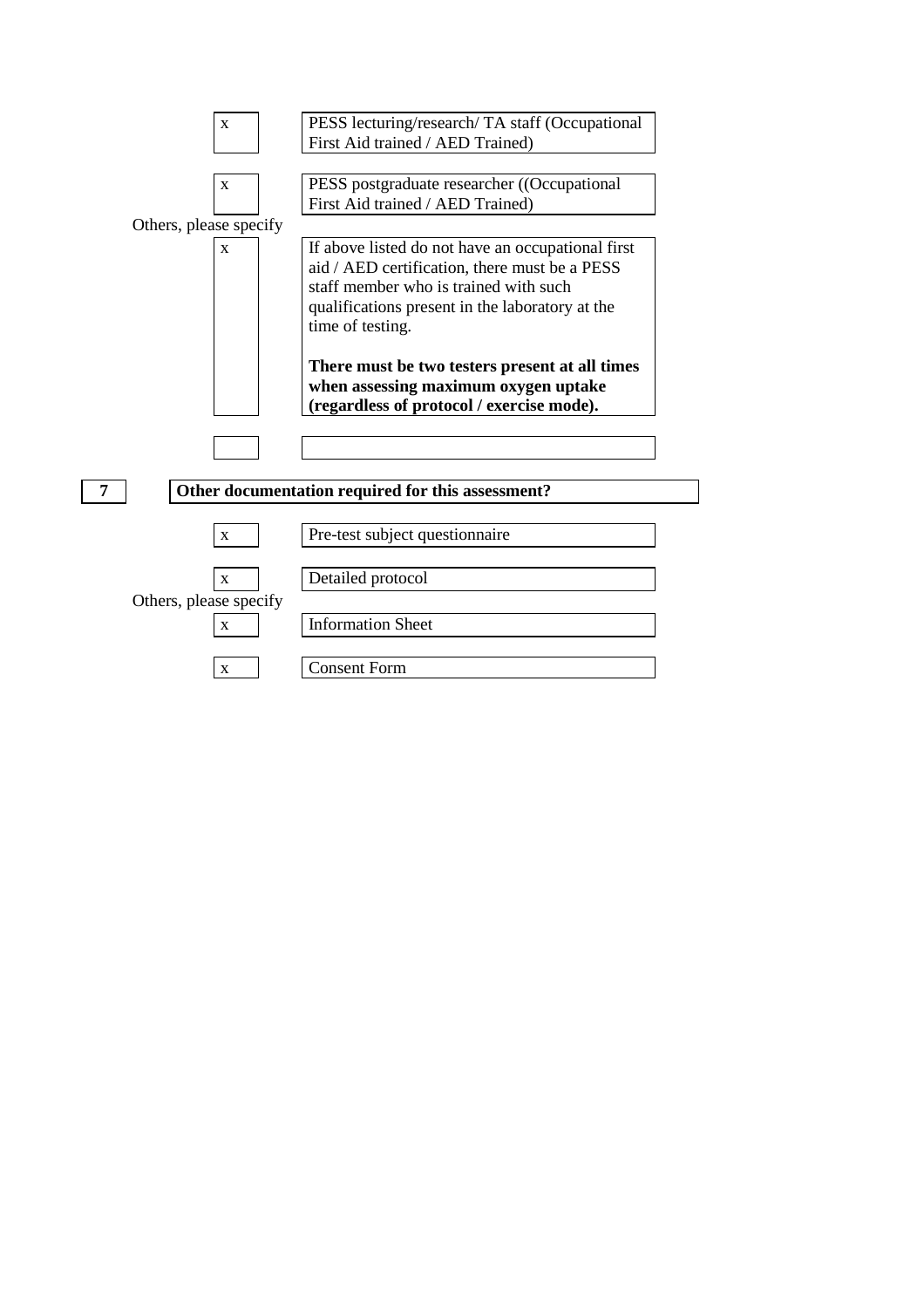| | |
|---|---|
| x | PESS lecturing/research/ TA staff (Occupational First Aid trained / AED Trained) |
| x | PESS postgraduate researcher ((Occupational First Aid trained / AED Trained) |

Others, please specify

| | |
|---|---|
| x | If above listed do not have an occupational first aid / AED certification, there must be a PESS staff member who is trained with such qualifications present in the laboratory at the time of testing.<br><br>**There must be two testers present at all times when assessing maximum oxygen uptake (regardless of protocol / exercise mode).** |
| | |

**7** **Other documentation required for this assessment?**

| | |
|---|---|
| x | Pre-test subject questionnaire |
| x | Detailed protocol |

Others, please specify

| | |
|---|---|
| x | Information Sheet |
| x | Consent Form |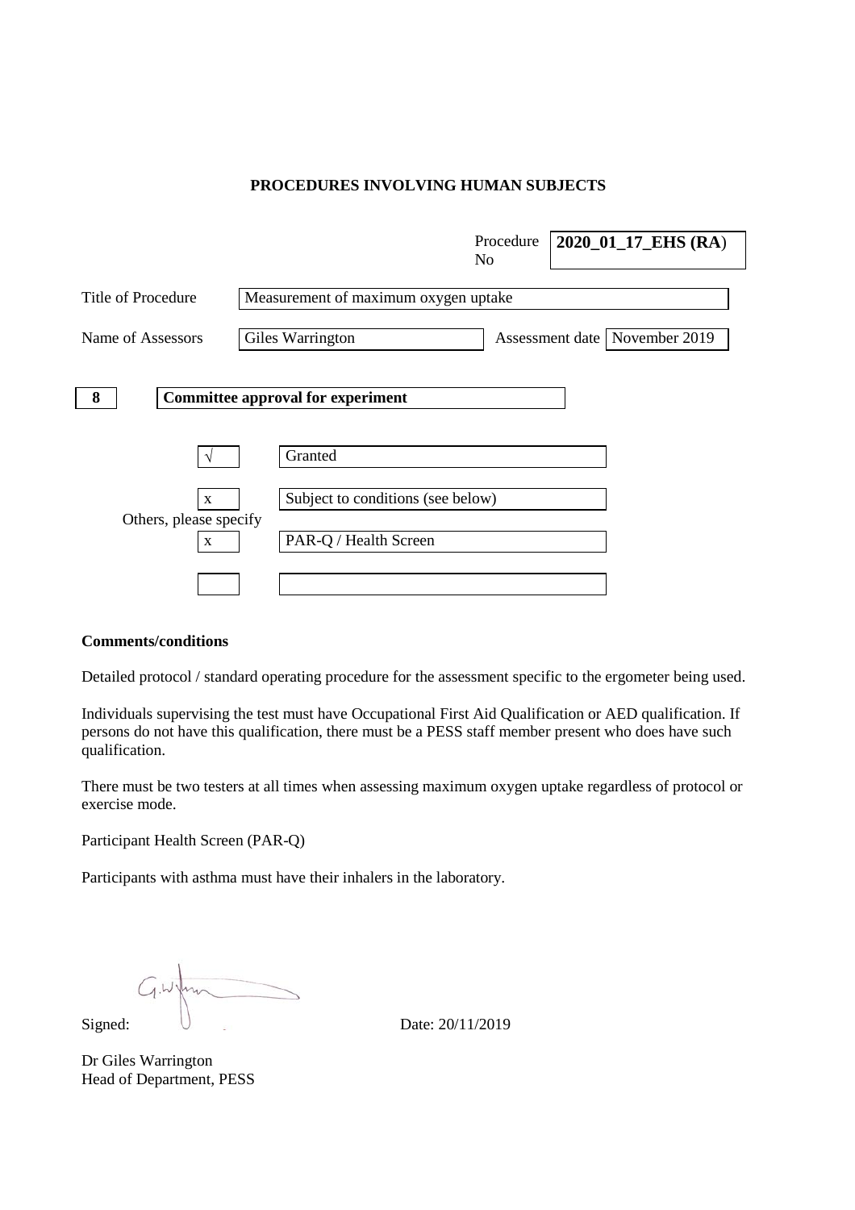**PROCEDURES INVOLVING HUMAN SUBJECTS**

| | |
|---|---|
| Procedure No | **2020_01_17_EHS (RA)** |

| | | | |
|---|---|---|---|
| Title of Procedure | Measurement of maximum oxygen uptake | | |
| Name of Assessors | Giles Warrington | Assessment date | November 2019 |

| | |
|---|---|
| **8** | **Committee approval for experiment** |

| | |
|---|---|
| √ | Granted |
| x | Subject to conditions (see below) |
| Others, please specify | |
| x | PAR-Q / Health Screen |
| | |

**Comments/conditions**

Detailed protocol / standard operating procedure for the assessment specific to the ergometer being used.

Individuals supervising the test must have Occupational First Aid Qualification or AED qualification. If persons do not have this qualification, there must be a PESS staff member present who does have such qualification.

There must be two testers at all times when assessing maximum oxygen uptake regardless of protocol or exercise mode.

Participant Health Screen (PAR-Q)

Participants with asthma must have their inhalers in the laboratory.

Signed: Date: 20/11/2019

Dr Giles Warrington
Head of Department, PESS